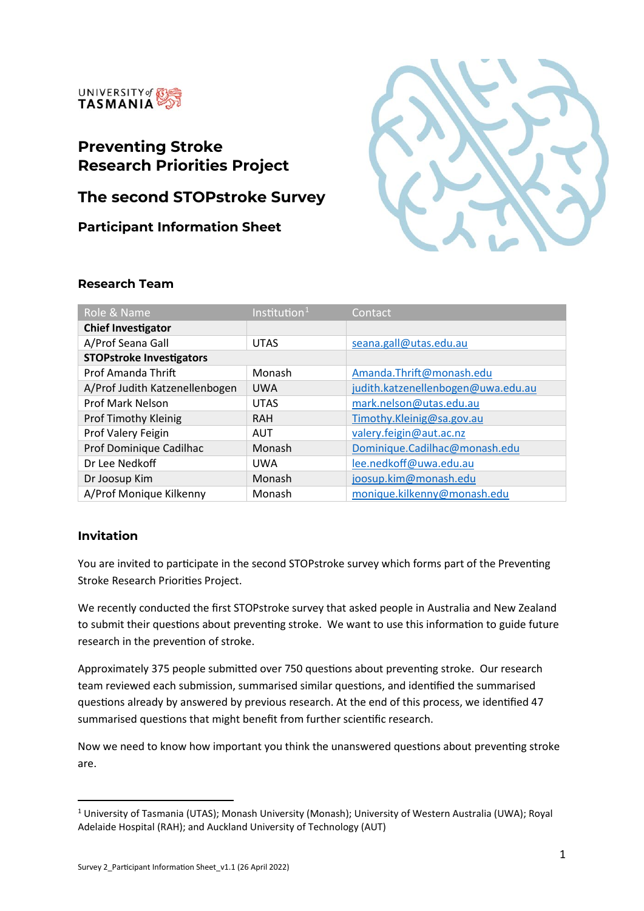UNIVERSITY of TASMANIA

# Preventing Stroke Research Priorities Project

## The second STOPstroke Survey

### Participant Information Sheet

### Research Team

| Role & Name | Institution[1] | Contact |
|---|---|---|
| **Chief Investigator** | | |
| A/Prof Seana Gall | UTAS | seana.gall@utas.edu.au |
| **STOPstroke Investigators** | | |
| Prof Amanda Thrift | Monash | Amanda.Thrift@monash.edu |
| A/Prof Judith Katzenellenbogen | UWA | judith.katzenellenbogen@uwa.edu.au |
| Prof Mark Nelson | UTAS | mark.nelson@utas.edu.au |
| Prof Timothy Kleinig | RAH | Timothy.Kleinig@sa.gov.au |
| Prof Valery Feigin | AUT | valery.feigin@aut.ac.nz |
| Prof Dominique Cadilhac | Monash | Dominique.Cadilhac@monash.edu |
| Dr Lee Nedkoff | UWA | lee.nedkoff@uwa.edu.au |
| Dr Joosup Kim | Monash | joosup.kim@monash.edu |
| A/Prof Monique Kilkenny | Monash | monique.kilkenny@monash.edu |

### Invitation

You are invited to participate in the second STOPstroke survey which forms part of the Preventing Stroke Research Priorities Project.

We recently conducted the first STOPstroke survey that asked people in Australia and New Zealand to submit their questions about preventing stroke. We want to use this information to guide future research in the prevention of stroke.

Approximately 375 people submitted over 750 questions about preventing stroke. Our research team reviewed each submission, summarised similar questions, and identified the summarised questions already by answered by previous research. At the end of this process, we identified 47 summarised questions that might benefit from further scientific research.

Now we need to know how important you think the unanswered questions about preventing stroke are.

[1] University of Tasmania (UTAS); Monash University (Monash); University of Western Australia (UWA); Royal Adelaide Hospital (RAH); and Auckland University of Technology (AUT)

Survey 2_Participant Information Sheet_v1.1 (26 April 2022)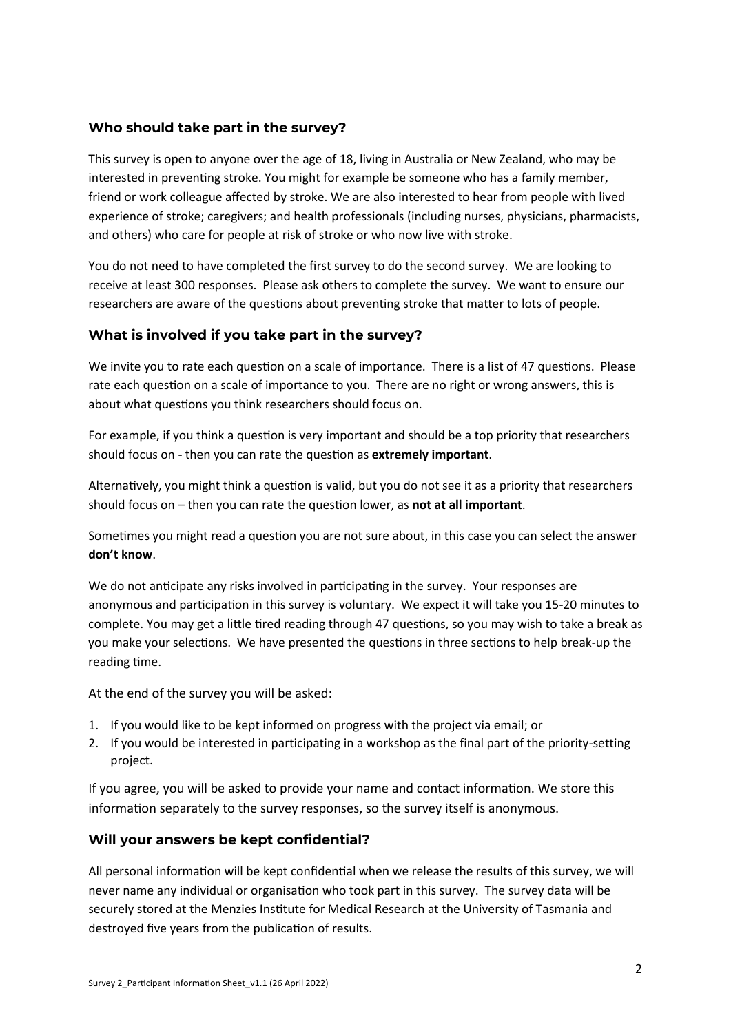## Who should take part in the survey?

This survey is open to anyone over the age of 18, living in Australia or New Zealand, who may be interested in preventing stroke. You might for example be someone who has a family member, friend or work colleague affected by stroke. We are also interested to hear from people with lived experience of stroke; caregivers; and health professionals (including nurses, physicians, pharmacists, and others) who care for people at risk of stroke or who now live with stroke.

You do not need to have completed the first survey to do the second survey. We are looking to receive at least 300 responses. Please ask others to complete the survey. We want to ensure our researchers are aware of the questions about preventing stroke that matter to lots of people.

## What is involved if you take part in the survey?

We invite you to rate each question on a scale of importance. There is a list of 47 questions. Please rate each question on a scale of importance to you. There are no right or wrong answers, this is about what questions you think researchers should focus on.

For example, if you think a question is very important and should be a top priority that researchers should focus on - then you can rate the question as **extremely important**.

Alternatively, you might think a question is valid, but you do not see it as a priority that researchers should focus on – then you can rate the question lower, as **not at all important**.

Sometimes you might read a question you are not sure about, in this case you can select the answer **don't know**.

We do not anticipate any risks involved in participating in the survey. Your responses are anonymous and participation in this survey is voluntary. We expect it will take you 15-20 minutes to complete. You may get a little tired reading through 47 questions, so you may wish to take a break as you make your selections. We have presented the questions in three sections to help break-up the reading time.

At the end of the survey you will be asked:

1. If you would like to be kept informed on progress with the project via email; or
2. If you would be interested in participating in a workshop as the final part of the priority-setting project.

If you agree, you will be asked to provide your name and contact information. We store this information separately to the survey responses, so the survey itself is anonymous.

## Will your answers be kept confidential?

All personal information will be kept confidential when we release the results of this survey, we will never name any individual or organisation who took part in this survey. The survey data will be securely stored at the Menzies Institute for Medical Research at the University of Tasmania and destroyed five years from the publication of results.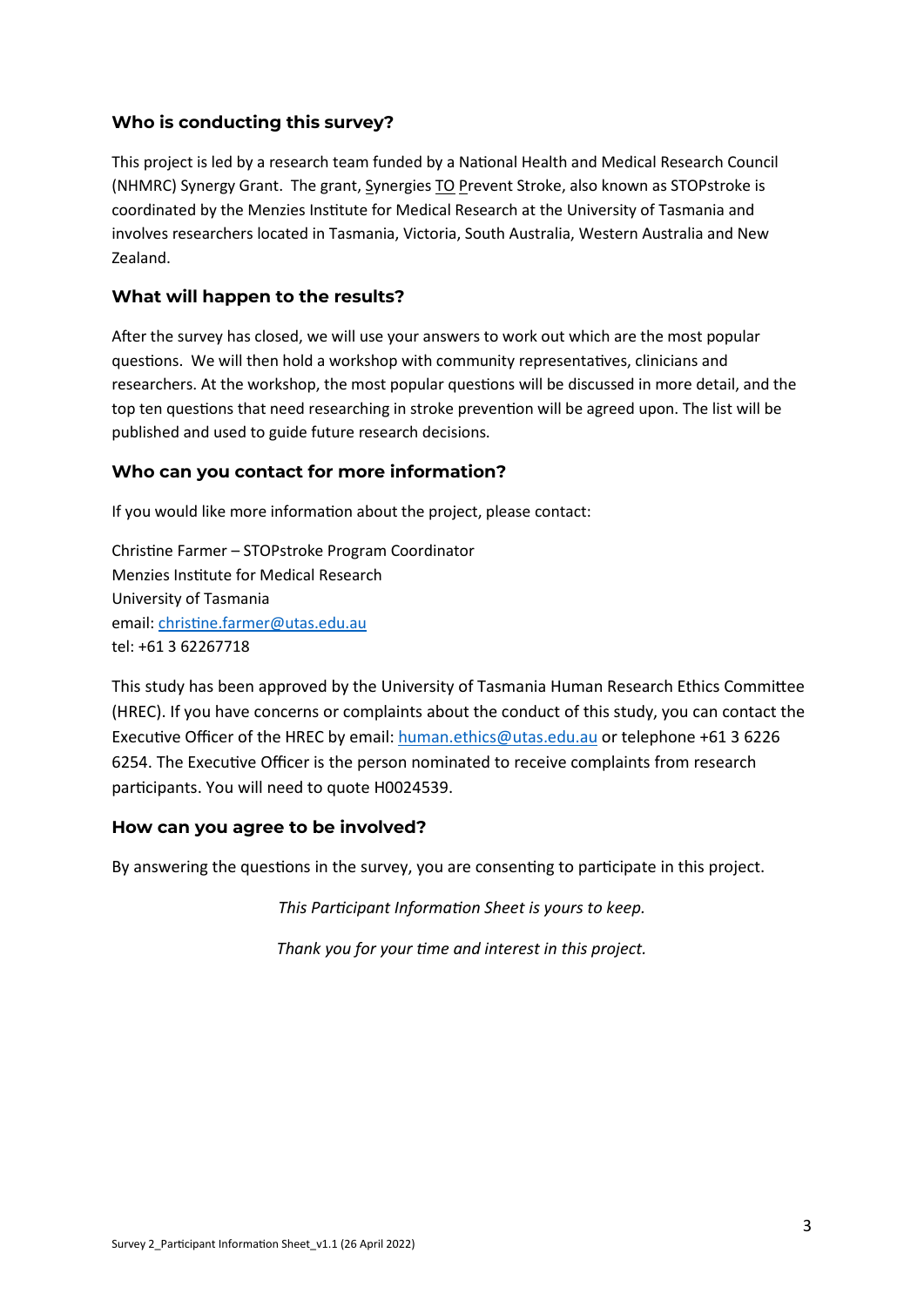### Who is conducting this survey?

This project is led by a research team funded by a National Health and Medical Research Council (NHMRC) Synergy Grant. The grant, Synergies TO Prevent Stroke, also known as STOPstroke is coordinated by the Menzies Institute for Medical Research at the University of Tasmania and involves researchers located in Tasmania, Victoria, South Australia, Western Australia and New Zealand.

### What will happen to the results?

After the survey has closed, we will use your answers to work out which are the most popular questions. We will then hold a workshop with community representatives, clinicians and researchers. At the workshop, the most popular questions will be discussed in more detail, and the top ten questions that need researching in stroke prevention will be agreed upon. The list will be published and used to guide future research decisions.

### Who can you contact for more information?

If you would like more information about the project, please contact:

Christine Farmer – STOPstroke Program Coordinator
Menzies Institute for Medical Research
University of Tasmania
email: christine.farmer@utas.edu.au
tel: +61 3 62267718

This study has been approved by the University of Tasmania Human Research Ethics Committee (HREC). If you have concerns or complaints about the conduct of this study, you can contact the Executive Officer of the HREC by email: human.ethics@utas.edu.au or telephone +61 3 6226 6254. The Executive Officer is the person nominated to receive complaints from research participants. You will need to quote H0024539.

### How can you agree to be involved?

By answering the questions in the survey, you are consenting to participate in this project.

*This Participant Information Sheet is yours to keep.*

*Thank you for your time and interest in this project.*

Survey 2_Participant Information Sheet_v1.1 (26 April 2022)